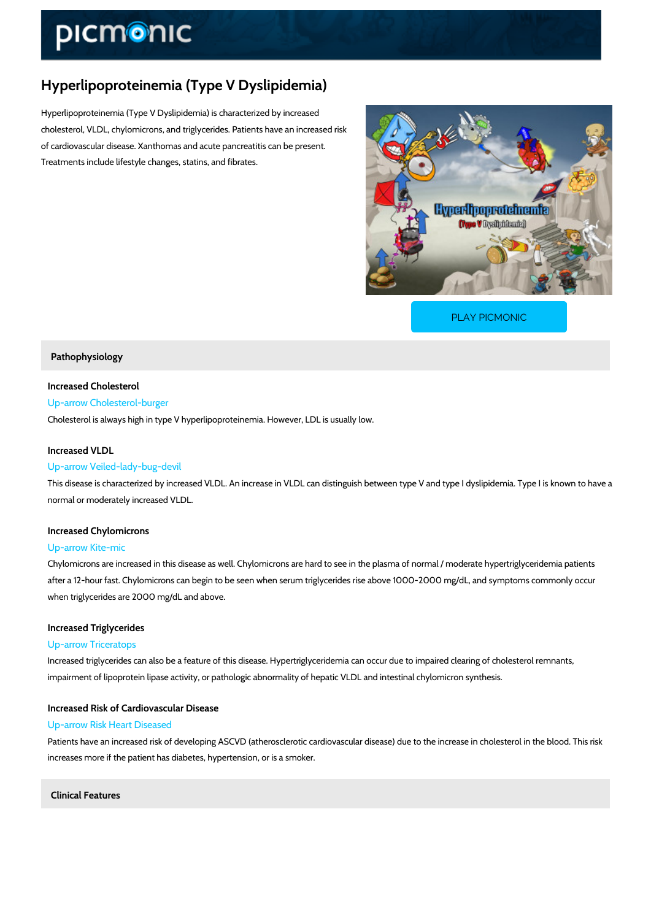# Hyperlipoproteinemia (Type V Dyslipidemia)

Hyperlipoproteinemia (Type V Dyslipidemia) is characterized by increased cholesterol, VLDL, chylomicrons, and triglycerides. Patients have an increased risk of cardiovascular disease. Xanthomas and acute pancreatitis can be present. Treatments include lifestyle changes, statins, and fibrates.

PLAY PICMONIC

## Pathophysiology

### Increased Cholesterol

Up-arrow Cholesterol-burger

Cholesterol is always high in type V hyperlipoproteinemia. However, LDL is usually low.

### Increased VLDL

Up-arrow Veiled-lady-bug-devil

This disease is characterized by increased VLDL. An increase in VLDL can distinguish between type V and type I dyslipidemia. Type I is known to have a normal or moderately increased VLDL.

### Increased Chylomicrons

Up-arrow Kite-mic

Chylomicrons are increased in this disease as well. Chylomicrons are hard to see in the plasma of normal / moderate hypertriglyceridemia patients after a 12-hour fast. Chylomicrons can begin to be seen when serum triglycerides rise above 1000-2000 mg/dL, and symptoms commonly occur when triglycerides are 2000 mg/dL and above.

### Increased Triglycerides

Up-arrow Triceratops

Increased triglycerides can also be a feature of this disease. Hypertriglyceridemia can occur due to impaired clearing of cholesterol remnants, impairment of lipoprotein lipase activity, or pathologic abnormality of hepatic VLDL and intestinal chylomicron synthesis.

### Increased Risk of Cardiovascular Disease

Up-arrow Risk Heart Diseased

Patients have an increased risk of developing ASCVD (atherosclerotic cardiovascular disease) due to the increase in cholesterol in the blood. This risk increases more if the patient has diabetes, hypertension, or is a smoker.

## Clinical Features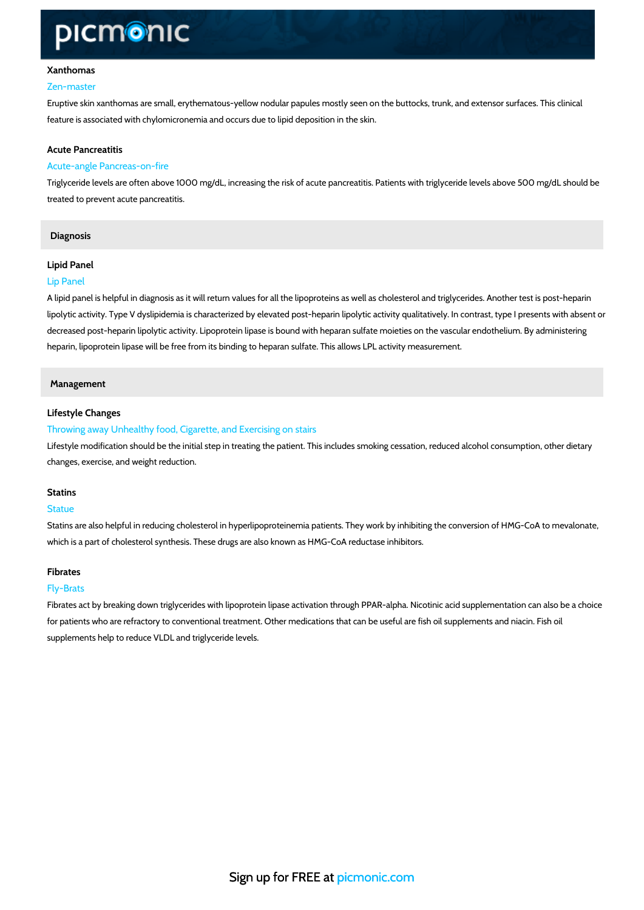### Xanthomas

Zen-master

Eruptive skin xanthomas are small, erythematous-yellow nodular papules mostly seen on the buttocks, trunk, and extensor surfaces. This clinical feature is associated with chylomicronemia and occurs due to lipid deposition in the skin.

### Acute Pancreatitis

Acute-angle Pancreas-on-fire

Triglyceride levels are often above 1000 mg/dL, increasing the risk of acute pancreatitis. Patients with triglyceride levels above 500 mg/dL should be treated to prevent acute pancreatitis.

## Diagnosis

### Lipid Panel

Lip Panel

A lipid panel is helpful in diagnosis as it will return values for all the lipoproteins as well as cholesterol and triglycerides. Another test is post-heparin lipolytic activity. Type V dyslipidemia is characterized by elevated post-heparin lipolytic activity qualitatively. In contrast, type I presents with absent or decreased post-heparin lipolytic activity. Lipoprotein lipase is bound with heparan sulfate moieties on the vascular endothelium. By administering heparin, lipoprotein lipase will be free from its binding to heparan sulfate. This allows LPL activity measurement.

## Management

### Lifestyle Changes

Throwing away Unhealthy food, Cigarette, and Exercising on stairs

Lifestyle modification should be the initial step in treating the patient. This includes smoking cessation, reduced alcohol consumption, other dietary changes, exercise, and weight reduction.

### Statins

Statue

Statins are also helpful in reducing cholesterol in hyperlipoproteinemia patients. They work by inhibiting the conversion of HMG-CoA to mevalonate, which is a part of cholesterol synthesis. These drugs are also known as HMG-CoA reductase inhibitors.

### Fibrates

Fly-Brats

Fibrates act by breaking down triglycerides with lipoprotein lipase activation through PPAR-alpha. Nicotinic acid supplementation can also be a choice for patients who are refractory to conventional treatment. Other medications that can be useful are fish oil supplements and niacin. Fish oil supplements help to reduce VLDL and triglyceride levels.